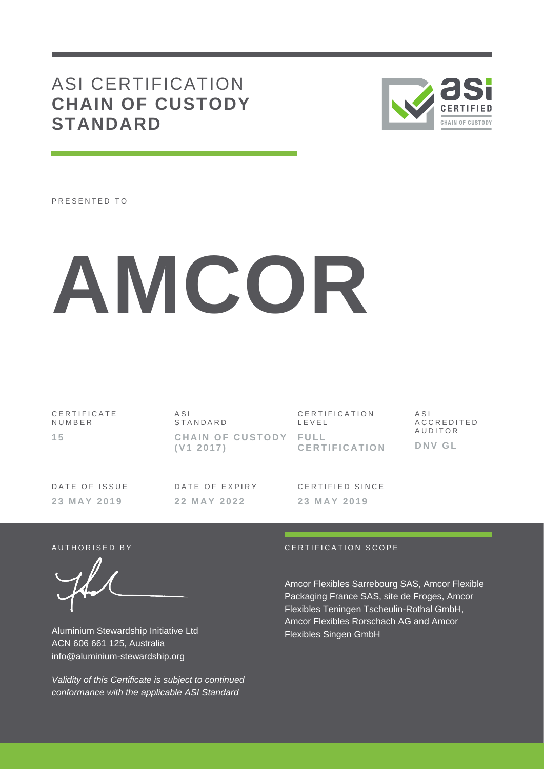# ASI CERTIFICATION
# **CHAIN OF CUSTODY STANDARD**

PRESENTED TO

# AMCOR

| CERTIFICATE NUMBER | ASI STANDARD | CERTIFICATION LEVEL | ASI ACCREDITED AUDITOR |
|---|---|---|---|
| **15** | **CHAIN OF CUSTODY (V1 2017)** | **FULL CERTIFICATION** | **DNV GL** |

| DATE OF ISSUE | DATE OF EXPIRY | CERTIFIED SINCE |
|---|---|---|
| **23 MAY 2019** | **22 MAY 2022** | **23 MAY 2019** |

AUTHORISED BY

Aluminium Stewardship Initiative Ltd
ACN 606 661 125, Australia
info@aluminium-stewardship.org

*Validity of this Certificate is subject to continued conformance with the applicable ASI Standard*

CERTIFICATION SCOPE

Amcor Flexibles Sarrebourg SAS, Amcor Flexible Packaging France SAS, site de Froges, Amcor Flexibles Teningen Tscheulin-Rothal GmbH, Amcor Flexibles Rorschach AG and Amcor Flexibles Singen GmbH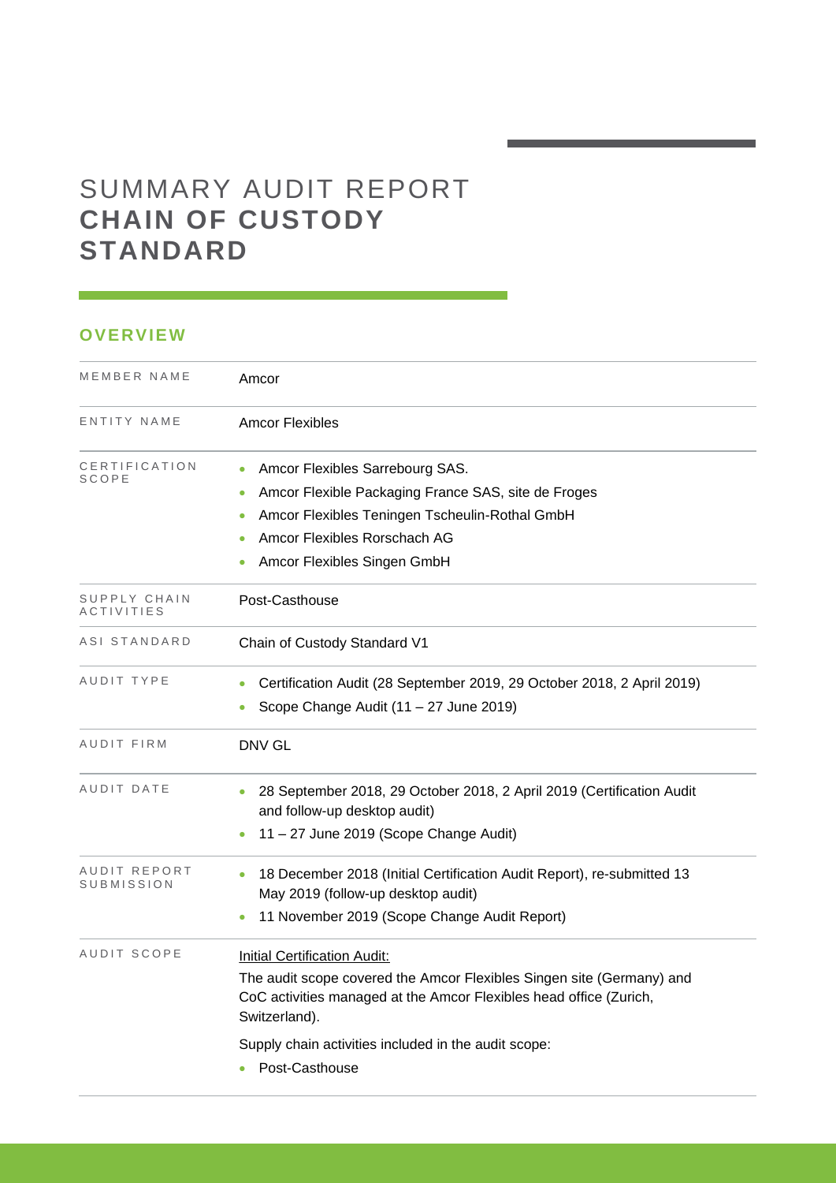# SUMMARY AUDIT REPORT
# CHAIN OF CUSTODY STANDARD

## OVERVIEW

| | |
|---|---|
| MEMBER NAME | Amcor |
| ENTITY NAME | Amcor Flexibles |
| CERTIFICATION SCOPE | • Amcor Flexibles Sarrebourg SAS.<br>• Amcor Flexible Packaging France SAS, site de Froges<br>• Amcor Flexibles Teningen Tscheulin-Rothal GmbH<br>• Amcor Flexibles Rorschach AG<br>• Amcor Flexibles Singen GmbH |
| SUPPLY CHAIN ACTIVITIES | Post-Casthouse |
| ASI STANDARD | Chain of Custody Standard V1 |
| AUDIT TYPE | • Certification Audit (28 September 2019, 29 October 2018, 2 April 2019)<br>• Scope Change Audit (11 – 27 June 2019) |
| AUDIT FIRM | DNV GL |
| AUDIT DATE | • 28 September 2018, 29 October 2018, 2 April 2019 (Certification Audit and follow-up desktop audit)<br>• 11 – 27 June 2019 (Scope Change Audit) |
| AUDIT REPORT SUBMISSION | • 18 December 2018 (Initial Certification Audit Report), re-submitted 13 May 2019 (follow-up desktop audit)<br>• 11 November 2019 (Scope Change Audit Report) |
| AUDIT SCOPE | Initial Certification Audit:<br>The audit scope covered the Amcor Flexibles Singen site (Germany) and CoC activities managed at the Amcor Flexibles head office (Zurich, Switzerland).<br>Supply chain activities included in the audit scope:<br>• Post-Casthouse |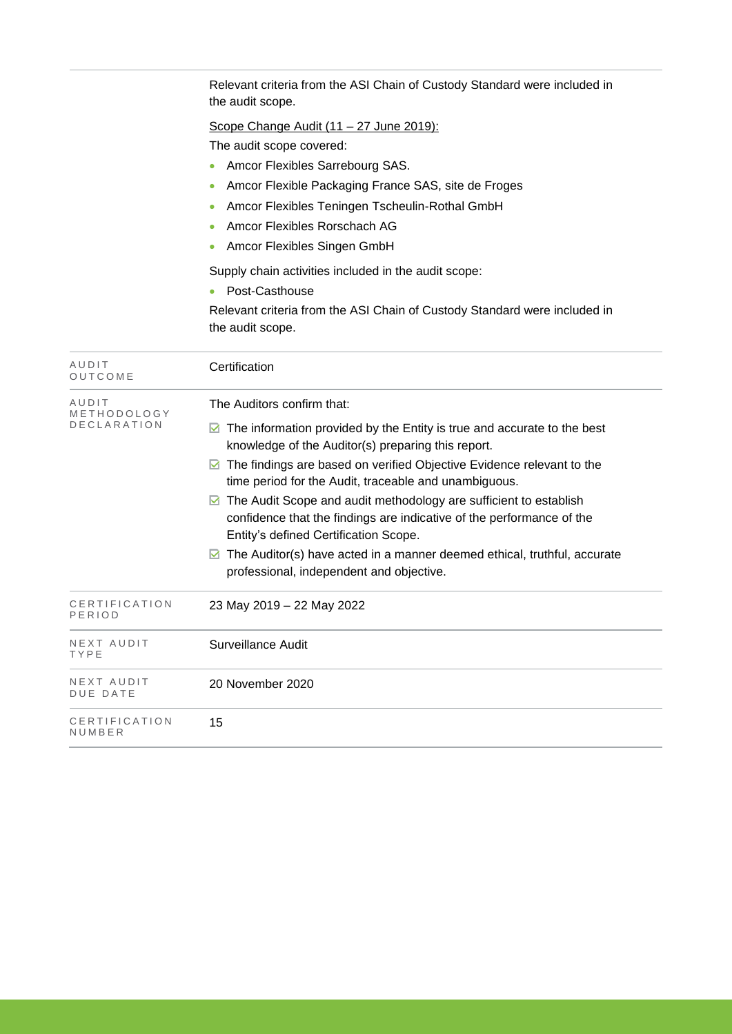| | |
|---|---|
| | Relevant criteria from the ASI Chain of Custody Standard were included in the audit scope.<br><br>Scope Change Audit (11 – 27 June 2019):<br><br>The audit scope covered:<br>• Amcor Flexibles Sarrebourg SAS.<br>• Amcor Flexible Packaging France SAS, site de Froges<br>• Amcor Flexibles Teningen Tscheulin-Rothal GmbH<br>• Amcor Flexibles Rorschach AG<br>• Amcor Flexibles Singen GmbH<br><br>Supply chain activities included in the audit scope:<br>• Post-Casthouse<br><br>Relevant criteria from the ASI Chain of Custody Standard were included in the audit scope. |
| AUDIT OUTCOME | Certification |
| AUDIT METHODOLOGY DECLARATION | The Auditors confirm that:<br>☑ The information provided by the Entity is true and accurate to the best knowledge of the Auditor(s) preparing this report.<br>☑ The findings are based on verified Objective Evidence relevant to the time period for the Audit, traceable and unambiguous.<br>☑ The Audit Scope and audit methodology are sufficient to establish confidence that the findings are indicative of the performance of the Entity's defined Certification Scope.<br>☑ The Auditor(s) have acted in a manner deemed ethical, truthful, accurate professional, independent and objective. |
| CERTIFICATION PERIOD | 23 May 2019 – 22 May 2022 |
| NEXT AUDIT TYPE | Surveillance Audit |
| NEXT AUDIT DUE DATE | 20 November 2020 |
| CERTIFICATION NUMBER | 15 |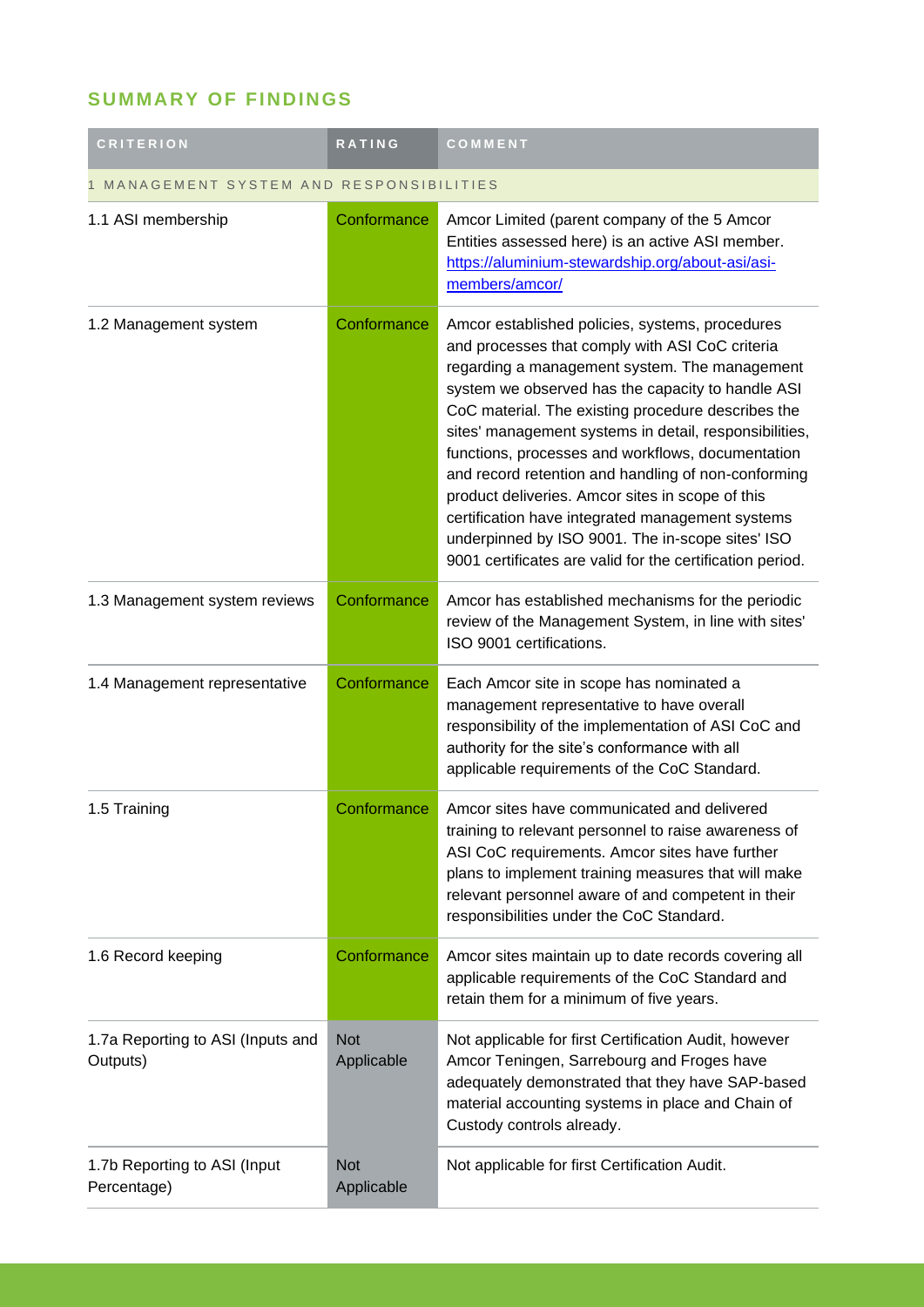## SUMMARY OF FINDINGS

| CRITERION | RATING | COMMENT |
|---|---|---|
| 1 MANAGEMENT SYSTEM AND RESPONSIBILITIES | | |
| 1.1 ASI membership | Conformance | Amcor Limited (parent company of the 5 Amcor Entities assessed here) is an active ASI member. https://aluminium-stewardship.org/about-asi/asi-members/amcor/ |
| 1.2 Management system | Conformance | Amcor established policies, systems, procedures and processes that comply with ASI CoC criteria regarding a management system. The management system we observed has the capacity to handle ASI CoC material. The existing procedure describes the sites' management systems in detail, responsibilities, functions, processes and workflows, documentation and record retention and handling of non-conforming product deliveries. Amcor sites in scope of this certification have integrated management systems underpinned by ISO 9001. The in-scope sites' ISO 9001 certificates are valid for the certification period. |
| 1.3 Management system reviews | Conformance | Amcor has established mechanisms for the periodic review of the Management System, in line with sites' ISO 9001 certifications. |
| 1.4 Management representative | Conformance | Each Amcor site in scope has nominated a management representative to have overall responsibility of the implementation of ASI CoC and authority for the site's conformance with all applicable requirements of the CoC Standard. |
| 1.5 Training | Conformance | Amcor sites have communicated and delivered training to relevant personnel to raise awareness of ASI CoC requirements. Amcor sites have further plans to implement training measures that will make relevant personnel aware of and competent in their responsibilities under the CoC Standard. |
| 1.6 Record keeping | Conformance | Amcor sites maintain up to date records covering all applicable requirements of the CoC Standard and retain them for a minimum of five years. |
| 1.7a Reporting to ASI (Inputs and Outputs) | Not Applicable | Not applicable for first Certification Audit, however Amcor Teningen, Sarrebourg and Froges have adequately demonstrated that they have SAP-based material accounting systems in place and Chain of Custody controls already. |
| 1.7b Reporting to ASI (Input Percentage) | Not Applicable | Not applicable for first Certification Audit. |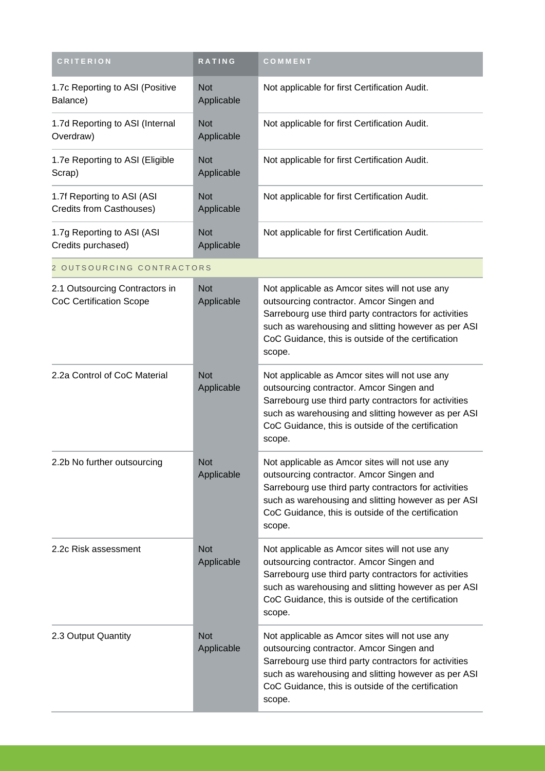| CRITERION | RATING | COMMENT |
|---|---|---|
| 1.7c Reporting to ASI (Positive Balance) | Not Applicable | Not applicable for first Certification Audit. |
| 1.7d Reporting to ASI (Internal Overdraw) | Not Applicable | Not applicable for first Certification Audit. |
| 1.7e Reporting to ASI (Eligible Scrap) | Not Applicable | Not applicable for first Certification Audit. |
| 1.7f Reporting to ASI (ASI Credits from Casthouses) | Not Applicable | Not applicable for first Certification Audit. |
| 1.7g Reporting to ASI (ASI Credits purchased) | Not Applicable | Not applicable for first Certification Audit. |
| 2 OUTSOURCING CONTRACTORS | | |
| 2.1 Outsourcing Contractors in CoC Certification Scope | Not Applicable | Not applicable as Amcor sites will not use any outsourcing contractor. Amcor Singen and Sarrebourg use third party contractors for activities such as warehousing and slitting however as per ASI CoC Guidance, this is outside of the certification scope. |
| 2.2a Control of CoC Material | Not Applicable | Not applicable as Amcor sites will not use any outsourcing contractor. Amcor Singen and Sarrebourg use third party contractors for activities such as warehousing and slitting however as per ASI CoC Guidance, this is outside of the certification scope. |
| 2.2b No further outsourcing | Not Applicable | Not applicable as Amcor sites will not use any outsourcing contractor. Amcor Singen and Sarrebourg use third party contractors for activities such as warehousing and slitting however as per ASI CoC Guidance, this is outside of the certification scope. |
| 2.2c Risk assessment | Not Applicable | Not applicable as Amcor sites will not use any outsourcing contractor. Amcor Singen and Sarrebourg use third party contractors for activities such as warehousing and slitting however as per ASI CoC Guidance, this is outside of the certification scope. |
| 2.3 Output Quantity | Not Applicable | Not applicable as Amcor sites will not use any outsourcing contractor. Amcor Singen and Sarrebourg use third party contractors for activities such as warehousing and slitting however as per ASI CoC Guidance, this is outside of the certification scope. |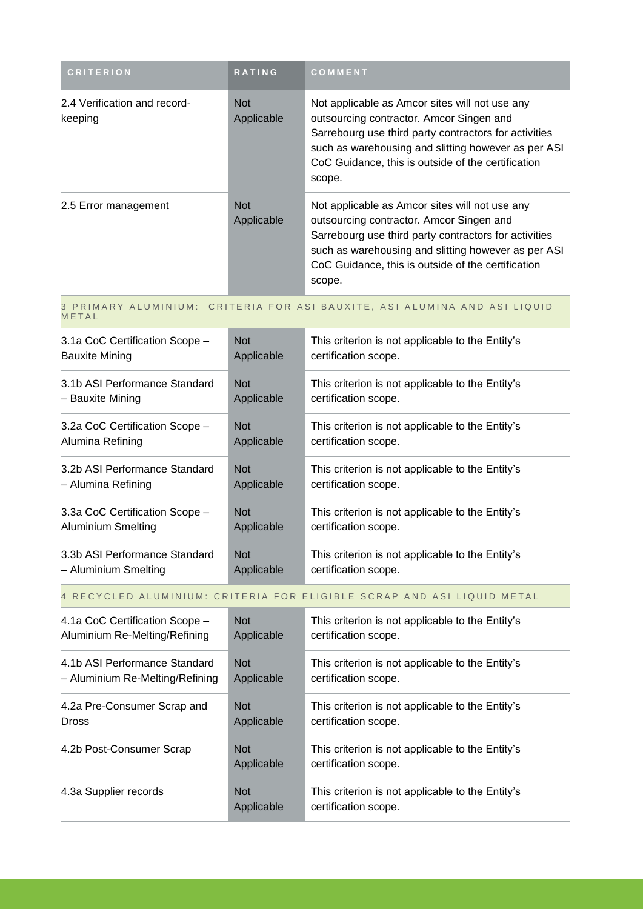| CRITERION | RATING | COMMENT |
|---|---|---|
| 2.4 Verification and record-keeping | Not Applicable | Not applicable as Amcor sites will not use any outsourcing contractor. Amcor Singen and Sarrebourg use third party contractors for activities such as warehousing and slitting however as per ASI CoC Guidance, this is outside of the certification scope. |
| 2.5 Error management | Not Applicable | Not applicable as Amcor sites will not use any outsourcing contractor. Amcor Singen and Sarrebourg use third party contractors for activities such as warehousing and slitting however as per ASI CoC Guidance, this is outside of the certification scope. |
| **3 PRIMARY ALUMINIUM: CRITERIA FOR ASI BAUXITE, ASI ALUMINA AND ASI LIQUID METAL** | | |
| 3.1a CoC Certification Scope – Bauxite Mining | Not Applicable | This criterion is not applicable to the Entity's certification scope. |
| 3.1b ASI Performance Standard – Bauxite Mining | Not Applicable | This criterion is not applicable to the Entity's certification scope. |
| 3.2a CoC Certification Scope – Alumina Refining | Not Applicable | This criterion is not applicable to the Entity's certification scope. |
| 3.2b ASI Performance Standard – Alumina Refining | Not Applicable | This criterion is not applicable to the Entity's certification scope. |
| 3.3a CoC Certification Scope – Aluminium Smelting | Not Applicable | This criterion is not applicable to the Entity's certification scope. |
| 3.3b ASI Performance Standard – Aluminium Smelting | Not Applicable | This criterion is not applicable to the Entity's certification scope. |
| **4 RECYCLED ALUMINIUM: CRITERIA FOR ELIGIBLE SCRAP AND ASI LIQUID METAL** | | |
| 4.1a CoC Certification Scope – Aluminium Re-Melting/Refining | Not Applicable | This criterion is not applicable to the Entity's certification scope. |
| 4.1b ASI Performance Standard – Aluminium Re-Melting/Refining | Not Applicable | This criterion is not applicable to the Entity's certification scope. |
| 4.2a Pre-Consumer Scrap and Dross | Not Applicable | This criterion is not applicable to the Entity's certification scope. |
| 4.2b Post-Consumer Scrap | Not Applicable | This criterion is not applicable to the Entity's certification scope. |
| 4.3a Supplier records | Not Applicable | This criterion is not applicable to the Entity's certification scope. |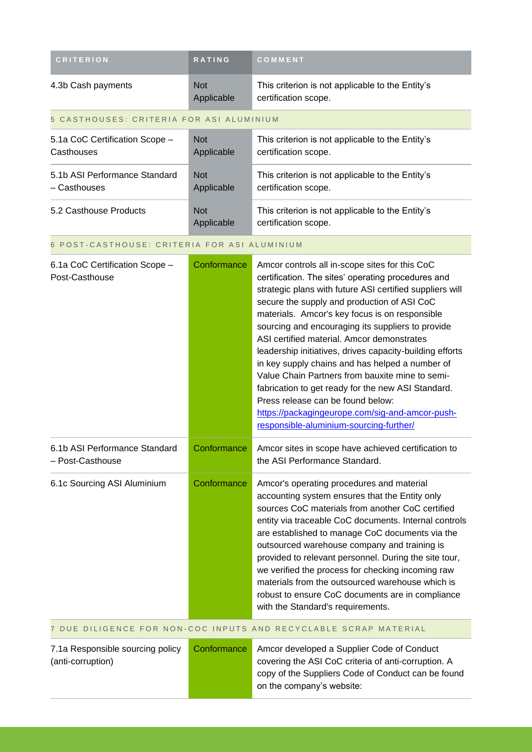| CRITERION | RATING | COMMENT |
| --- | --- | --- |
| 4.3b Cash payments | Not Applicable | This criterion is not applicable to the Entity's certification scope. |
| 5 CASTHOUSES: CRITERIA FOR ASI ALUMINIUM | | |
| 5.1a CoC Certification Scope – Casthouses | Not Applicable | This criterion is not applicable to the Entity's certification scope. |
| 5.1b ASI Performance Standard – Casthouses | Not Applicable | This criterion is not applicable to the Entity's certification scope. |
| 5.2 Casthouse Products | Not Applicable | This criterion is not applicable to the Entity's certification scope. |
| 6 POST-CASTHOUSE: CRITERIA FOR ASI ALUMINIUM | | |
| 6.1a CoC Certification Scope – Post-Casthouse | Conformance | Amcor controls all in-scope sites for this CoC certification. The sites' operating procedures and strategic plans with future ASI certified suppliers will secure the supply and production of ASI CoC materials. Amcor's key focus is on responsible sourcing and encouraging its suppliers to provide ASI certified material. Amcor demonstrates leadership initiatives, drives capacity-building efforts in key supply chains and has helped a number of Value Chain Partners from bauxite mine to semi-fabrication to get ready for the new ASI Standard. Press release can be found below: https://packagingeurope.com/sig-and-amcor-push-responsible-aluminium-sourcing-further/ |
| 6.1b ASI Performance Standard – Post-Casthouse | Conformance | Amcor sites in scope have achieved certification to the ASI Performance Standard. |
| 6.1c Sourcing ASI Aluminium | Conformance | Amcor's operating procedures and material accounting system ensures that the Entity only sources CoC materials from another CoC certified entity via traceable CoC documents. Internal controls are established to manage CoC documents via the outsourced warehouse company and training is provided to relevant personnel. During the site tour, we verified the process for checking incoming raw materials from the outsourced warehouse which is robust to ensure CoC documents are in compliance with the Standard's requirements. |
| 7 DUE DILIGENCE FOR NON-COC INPUTS AND RECYCLABLE SCRAP MATERIAL | | |
| 7.1a Responsible sourcing policy (anti-corruption) | Conformance | Amcor developed a Supplier Code of Conduct covering the ASI CoC criteria of anti-corruption. A copy of the Suppliers Code of Conduct can be found on the company's website: |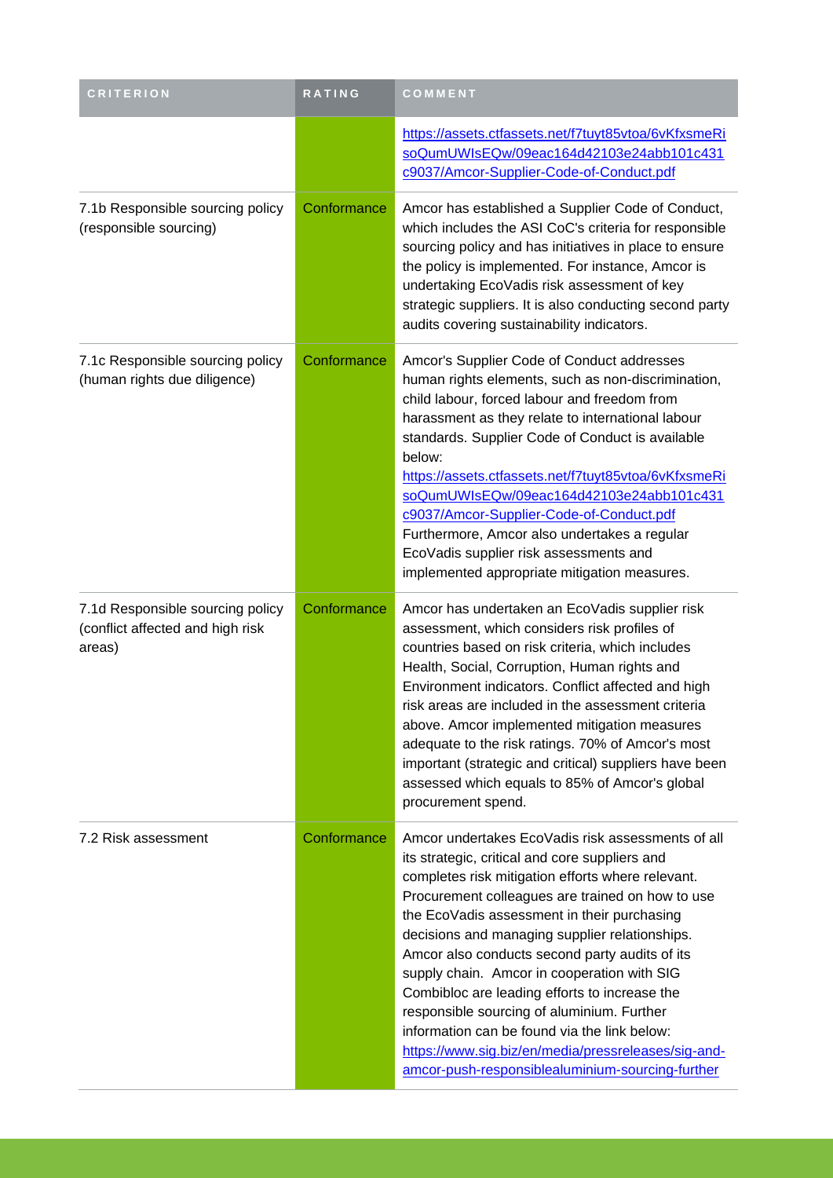| CRITERION | RATING | COMMENT |
| --- | --- | --- |
| | | https://assets.ctfassets.net/f7tuyt85vtoa/6vKfxsmeRisoQumUWIsEQw/09eac164d42103e24abb101c431c9037/Amcor-Supplier-Code-of-Conduct.pdf |
| 7.1b Responsible sourcing policy (responsible sourcing) | Conformance | Amcor has established a Supplier Code of Conduct, which includes the ASI CoC's criteria for responsible sourcing policy and has initiatives in place to ensure the policy is implemented. For instance, Amcor is undertaking EcoVadis risk assessment of key strategic suppliers. It is also conducting second party audits covering sustainability indicators. |
| 7.1c Responsible sourcing policy (human rights due diligence) | Conformance | Amcor's Supplier Code of Conduct addresses human rights elements, such as non-discrimination, child labour, forced labour and freedom from harassment as they relate to international labour standards. Supplier Code of Conduct is available below: https://assets.ctfassets.net/f7tuyt85vtoa/6vKfxsmeRisoQumUWIsEQw/09eac164d42103e24abb101c431c9037/Amcor-Supplier-Code-of-Conduct.pdf Furthermore, Amcor also undertakes a regular EcoVadis supplier risk assessments and implemented appropriate mitigation measures. |
| 7.1d Responsible sourcing policy (conflict affected and high risk areas) | Conformance | Amcor has undertaken an EcoVadis supplier risk assessment, which considers risk profiles of countries based on risk criteria, which includes Health, Social, Corruption, Human rights and Environment indicators. Conflict affected and high risk areas are included in the assessment criteria above. Amcor implemented mitigation measures adequate to the risk ratings. 70% of Amcor's most important (strategic and critical) suppliers have been assessed which equals to 85% of Amcor's global procurement spend. |
| 7.2 Risk assessment | Conformance | Amcor undertakes EcoVadis risk assessments of all its strategic, critical and core suppliers and completes risk mitigation efforts where relevant. Procurement colleagues are trained on how to use the EcoVadis assessment in their purchasing decisions and managing supplier relationships. Amcor also conducts second party audits of its supply chain. Amcor in cooperation with SIG Combibloc are leading efforts to increase the responsible sourcing of aluminium. Further information can be found via the link below: https://www.sig.biz/en/media/pressreleases/sig-and-amcor-push-responsiblealuminium-sourcing-further |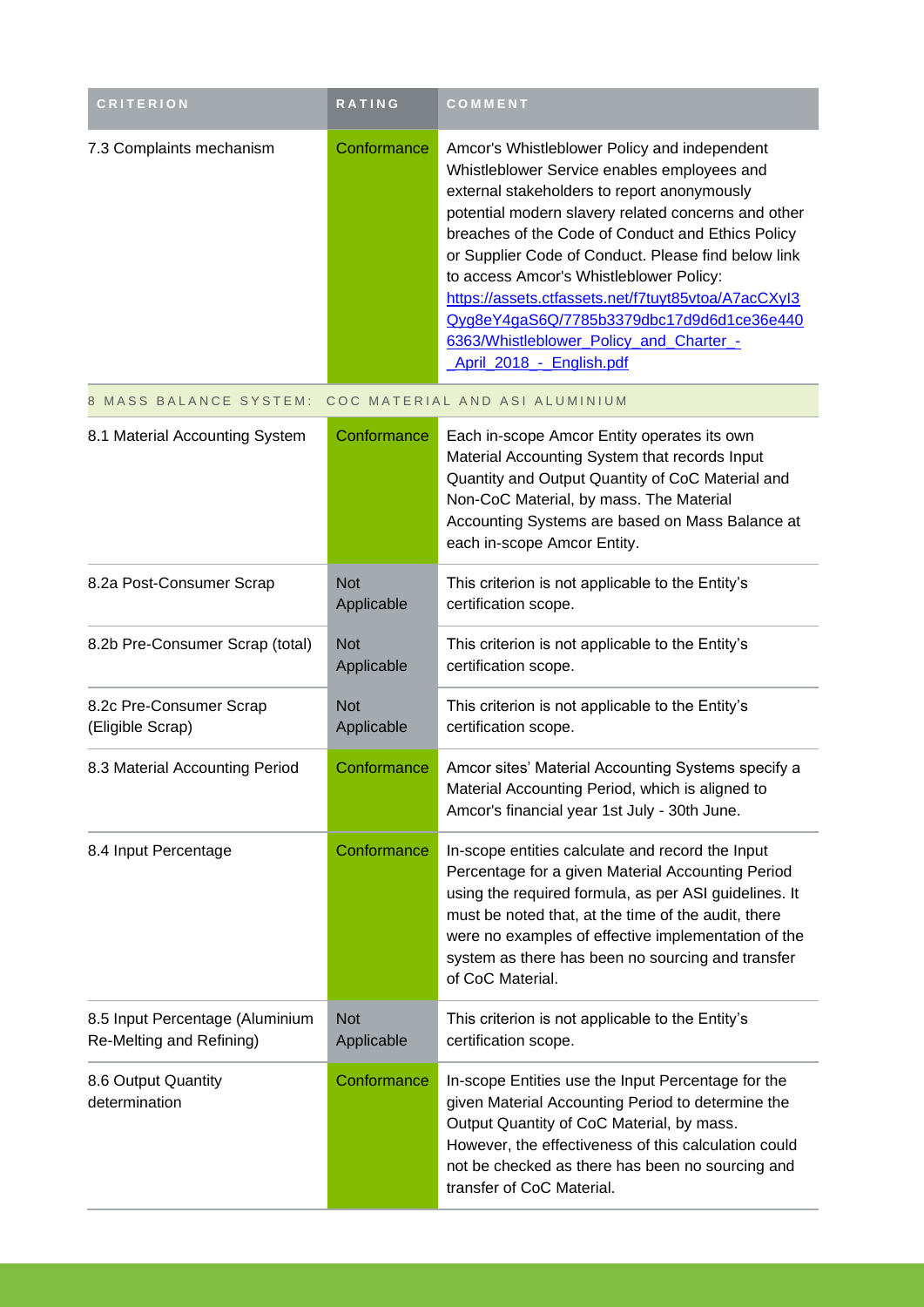| CRITERION | RATING | COMMENT |
|---|---|---|
| 7.3 Complaints mechanism | Conformance | Amcor's Whistleblower Policy and independent Whistleblower Service enables employees and external stakeholders to report anonymously potential modern slavery related concerns and other breaches of the Code of Conduct and Ethics Policy or Supplier Code of Conduct. Please find below link to access Amcor's Whistleblower Policy: [https://assets.ctfassets.net/f7tuyt85vtoa/A7acCXyI3Qyg8eY4gaS6Q/7785b3379dbc17d9d6d1ce36e4406363/Whistleblower_Policy_and_Charter_-_April_2018_-_English.pdf](https://assets.ctfassets.net/f7tuyt85vtoa/A7acCXyI3Qyg8eY4gaS6Q/7785b3379dbc17d9d6d1ce36e4406363/Whistleblower_Policy_and_Charter_-_April_2018_-_English.pdf) |
| 8 MASS BALANCE SYSTEM: COC MATERIAL AND ASI ALUMINIUM | | |
| 8.1 Material Accounting System | Conformance | Each in-scope Amcor Entity operates its own Material Accounting System that records Input Quantity and Output Quantity of CoC Material and Non-CoC Material, by mass. The Material Accounting Systems are based on Mass Balance at each in-scope Amcor Entity. |
| 8.2a Post-Consumer Scrap | Not Applicable | This criterion is not applicable to the Entity's certification scope. |
| 8.2b Pre-Consumer Scrap (total) | Not Applicable | This criterion is not applicable to the Entity's certification scope. |
| 8.2c Pre-Consumer Scrap (Eligible Scrap) | Not Applicable | This criterion is not applicable to the Entity's certification scope. |
| 8.3 Material Accounting Period | Conformance | Amcor sites' Material Accounting Systems specify a Material Accounting Period, which is aligned to Amcor's financial year 1st July - 30th June. |
| 8.4 Input Percentage | Conformance | In-scope entities calculate and record the Input Percentage for a given Material Accounting Period using the required formula, as per ASI guidelines. It must be noted that, at the time of the audit, there were no examples of effective implementation of the system as there has been no sourcing and transfer of CoC Material. |
| 8.5 Input Percentage (Aluminium Re-Melting and Refining) | Not Applicable | This criterion is not applicable to the Entity's certification scope. |
| 8.6 Output Quantity determination | Conformance | In-scope Entities use the Input Percentage for the given Material Accounting Period to determine the Output Quantity of CoC Material, by mass. However, the effectiveness of this calculation could not be checked as there has been no sourcing and transfer of CoC Material. |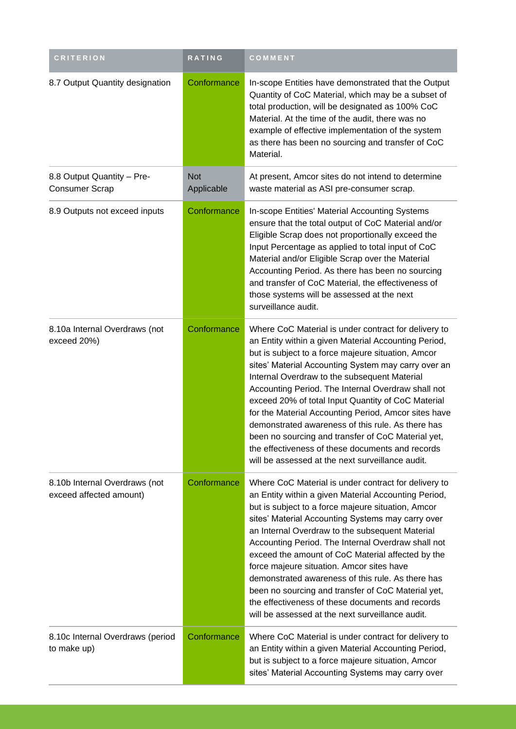| CRITERION | RATING | COMMENT |
| --- | --- | --- |
| 8.7 Output Quantity designation | Conformance | In-scope Entities have demonstrated that the Output Quantity of CoC Material, which may be a subset of total production, will be designated as 100% CoC Material. At the time of the audit, there was no example of effective implementation of the system as there has been no sourcing and transfer of CoC Material. |
| 8.8 Output Quantity – Pre-Consumer Scrap | Not Applicable | At present, Amcor sites do not intend to determine waste material as ASI pre-consumer scrap. |
| 8.9 Outputs not exceed inputs | Conformance | In-scope Entities' Material Accounting Systems ensure that the total output of CoC Material and/or Eligible Scrap does not proportionally exceed the Input Percentage as applied to total input of CoC Material and/or Eligible Scrap over the Material Accounting Period. As there has been no sourcing and transfer of CoC Material, the effectiveness of those systems will be assessed at the next surveillance audit. |
| 8.10a Internal Overdraws (not exceed 20%) | Conformance | Where CoC Material is under contract for delivery to an Entity within a given Material Accounting Period, but is subject to a force majeure situation, Amcor sites' Material Accounting System may carry over an Internal Overdraw to the subsequent Material Accounting Period. The Internal Overdraw shall not exceed 20% of total Input Quantity of CoC Material for the Material Accounting Period, Amcor sites have demonstrated awareness of this rule. As there has been no sourcing and transfer of CoC Material yet, the effectiveness of these documents and records will be assessed at the next surveillance audit. |
| 8.10b Internal Overdraws (not exceed affected amount) | Conformance | Where CoC Material is under contract for delivery to an Entity within a given Material Accounting Period, but is subject to a force majeure situation, Amcor sites' Material Accounting Systems may carry over an Internal Overdraw to the subsequent Material Accounting Period. The Internal Overdraw shall not exceed the amount of CoC Material affected by the force majeure situation. Amcor sites have demonstrated awareness of this rule. As there has been no sourcing and transfer of CoC Material yet, the effectiveness of these documents and records will be assessed at the next surveillance audit. |
| 8.10c Internal Overdraws (period to make up) | Conformance | Where CoC Material is under contract for delivery to an Entity within a given Material Accounting Period, but is subject to a force majeure situation, Amcor sites' Material Accounting Systems may carry over |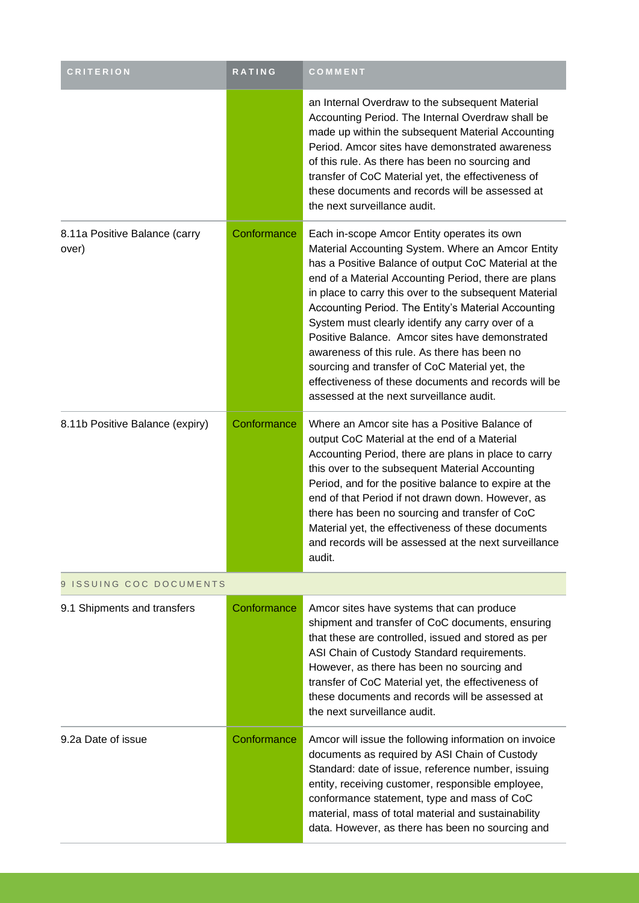| CRITERION | RATING | COMMENT |
|---|---|---|
| | | an Internal Overdraw to the subsequent Material Accounting Period. The Internal Overdraw shall be made up within the subsequent Material Accounting Period. Amcor sites have demonstrated awareness of this rule. As there has been no sourcing and transfer of CoC Material yet, the effectiveness of these documents and records will be assessed at the next surveillance audit. |
| 8.11a Positive Balance (carry over) | Conformance | Each in-scope Amcor Entity operates its own Material Accounting System. Where an Amcor Entity has a Positive Balance of output CoC Material at the end of a Material Accounting Period, there are plans in place to carry this over to the subsequent Material Accounting Period. The Entity's Material Accounting System must clearly identify any carry over of a Positive Balance. Amcor sites have demonstrated awareness of this rule. As there has been no sourcing and transfer of CoC Material yet, the effectiveness of these documents and records will be assessed at the next surveillance audit. |
| 8.11b Positive Balance (expiry) | Conformance | Where an Amcor site has a Positive Balance of output CoC Material at the end of a Material Accounting Period, there are plans in place to carry this over to the subsequent Material Accounting Period, and for the positive balance to expire at the end of that Period if not drawn down. However, as there has been no sourcing and transfer of CoC Material yet, the effectiveness of these documents and records will be assessed at the next surveillance audit. |
| 9 ISSUING COC DOCUMENTS | | |
| 9.1 Shipments and transfers | Conformance | Amcor sites have systems that can produce shipment and transfer of CoC documents, ensuring that these are controlled, issued and stored as per ASI Chain of Custody Standard requirements. However, as there has been no sourcing and transfer of CoC Material yet, the effectiveness of these documents and records will be assessed at the next surveillance audit. |
| 9.2a Date of issue | Conformance | Amcor will issue the following information on invoice documents as required by ASI Chain of Custody Standard: date of issue, reference number, issuing entity, receiving customer, responsible employee, conformance statement, type and mass of CoC material, mass of total material and sustainability data. However, as there has been no sourcing and |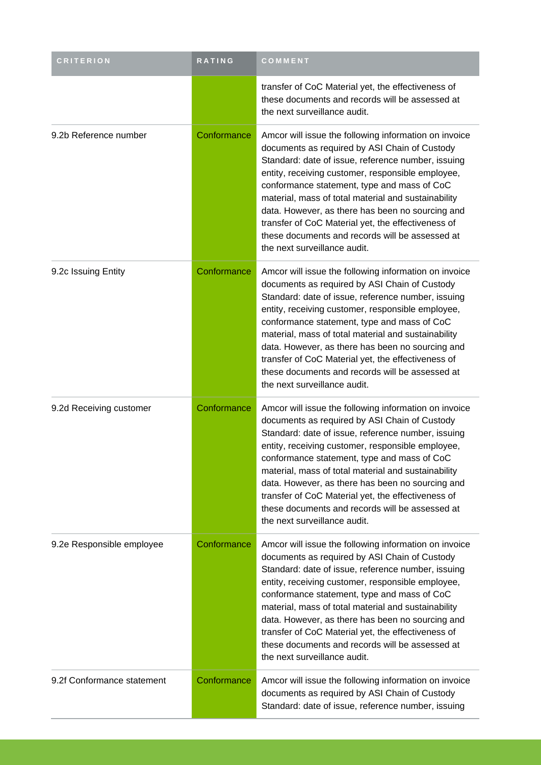| CRITERION | RATING | COMMENT |
| --- | --- | --- |
| | | transfer of CoC Material yet, the effectiveness of these documents and records will be assessed at the next surveillance audit. |
| 9.2b Reference number | Conformance | Amcor will issue the following information on invoice documents as required by ASI Chain of Custody Standard: date of issue, reference number, issuing entity, receiving customer, responsible employee, conformance statement, type and mass of CoC material, mass of total material and sustainability data. However, as there has been no sourcing and transfer of CoC Material yet, the effectiveness of these documents and records will be assessed at the next surveillance audit. |
| 9.2c Issuing Entity | Conformance | Amcor will issue the following information on invoice documents as required by ASI Chain of Custody Standard: date of issue, reference number, issuing entity, receiving customer, responsible employee, conformance statement, type and mass of CoC material, mass of total material and sustainability data. However, as there has been no sourcing and transfer of CoC Material yet, the effectiveness of these documents and records will be assessed at the next surveillance audit. |
| 9.2d Receiving customer | Conformance | Amcor will issue the following information on invoice documents as required by ASI Chain of Custody Standard: date of issue, reference number, issuing entity, receiving customer, responsible employee, conformance statement, type and mass of CoC material, mass of total material and sustainability data. However, as there has been no sourcing and transfer of CoC Material yet, the effectiveness of these documents and records will be assessed at the next surveillance audit. |
| 9.2e Responsible employee | Conformance | Amcor will issue the following information on invoice documents as required by ASI Chain of Custody Standard: date of issue, reference number, issuing entity, receiving customer, responsible employee, conformance statement, type and mass of CoC material, mass of total material and sustainability data. However, as there has been no sourcing and transfer of CoC Material yet, the effectiveness of these documents and records will be assessed at the next surveillance audit. |
| 9.2f Conformance statement | Conformance | Amcor will issue the following information on invoice documents as required by ASI Chain of Custody Standard: date of issue, reference number, issuing |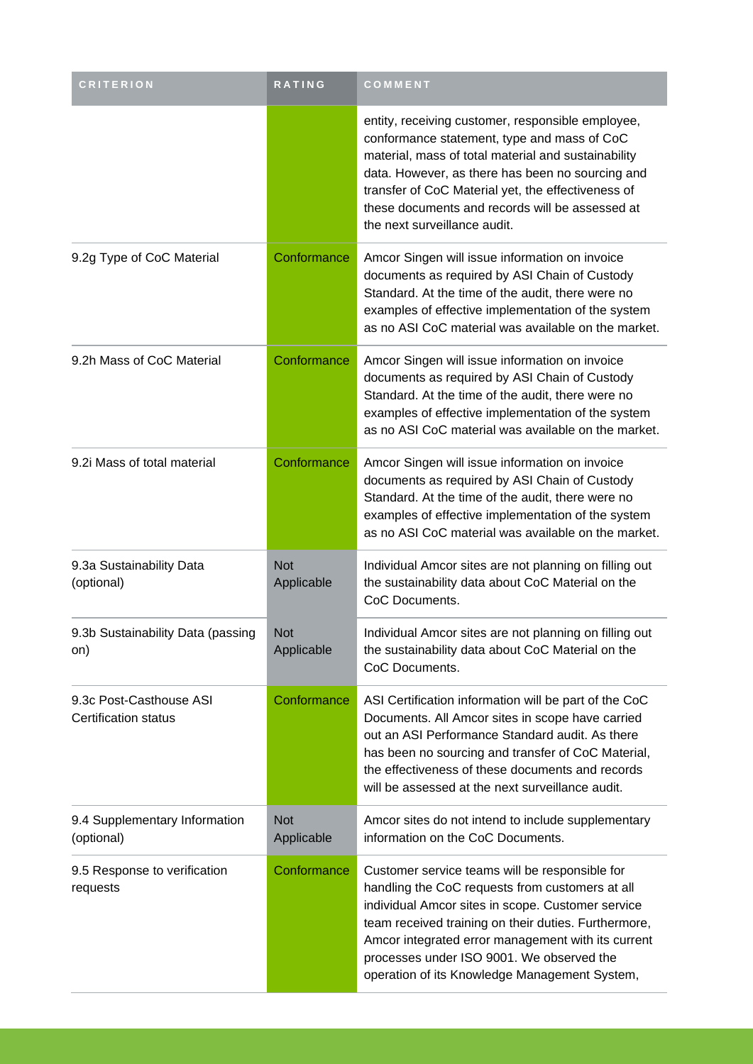| CRITERION | RATING | COMMENT |
|---|---|---|
| | | entity, receiving customer, responsible employee, conformance statement, type and mass of CoC material, mass of total material and sustainability data. However, as there has been no sourcing and transfer of CoC Material yet, the effectiveness of these documents and records will be assessed at the next surveillance audit. |
| 9.2g Type of CoC Material | Conformance | Amcor Singen will issue information on invoice documents as required by ASI Chain of Custody Standard. At the time of the audit, there were no examples of effective implementation of the system as no ASI CoC material was available on the market. |
| 9.2h Mass of CoC Material | Conformance | Amcor Singen will issue information on invoice documents as required by ASI Chain of Custody Standard. At the time of the audit, there were no examples of effective implementation of the system as no ASI CoC material was available on the market. |
| 9.2i Mass of total material | Conformance | Amcor Singen will issue information on invoice documents as required by ASI Chain of Custody Standard. At the time of the audit, there were no examples of effective implementation of the system as no ASI CoC material was available on the market. |
| 9.3a Sustainability Data (optional) | Not Applicable | Individual Amcor sites are not planning on filling out the sustainability data about CoC Material on the CoC Documents. |
| 9.3b Sustainability Data (passing on) | Not Applicable | Individual Amcor sites are not planning on filling out the sustainability data about CoC Material on the CoC Documents. |
| 9.3c Post-Casthouse ASI Certification status | Conformance | ASI Certification information will be part of the CoC Documents. All Amcor sites in scope have carried out an ASI Performance Standard audit. As there has been no sourcing and transfer of CoC Material, the effectiveness of these documents and records will be assessed at the next surveillance audit. |
| 9.4 Supplementary Information (optional) | Not Applicable | Amcor sites do not intend to include supplementary information on the CoC Documents. |
| 9.5 Response to verification requests | Conformance | Customer service teams will be responsible for handling the CoC requests from customers at all individual Amcor sites in scope. Customer service team received training on their duties. Furthermore, Amcor integrated error management with its current processes under ISO 9001. We observed the operation of its Knowledge Management System, |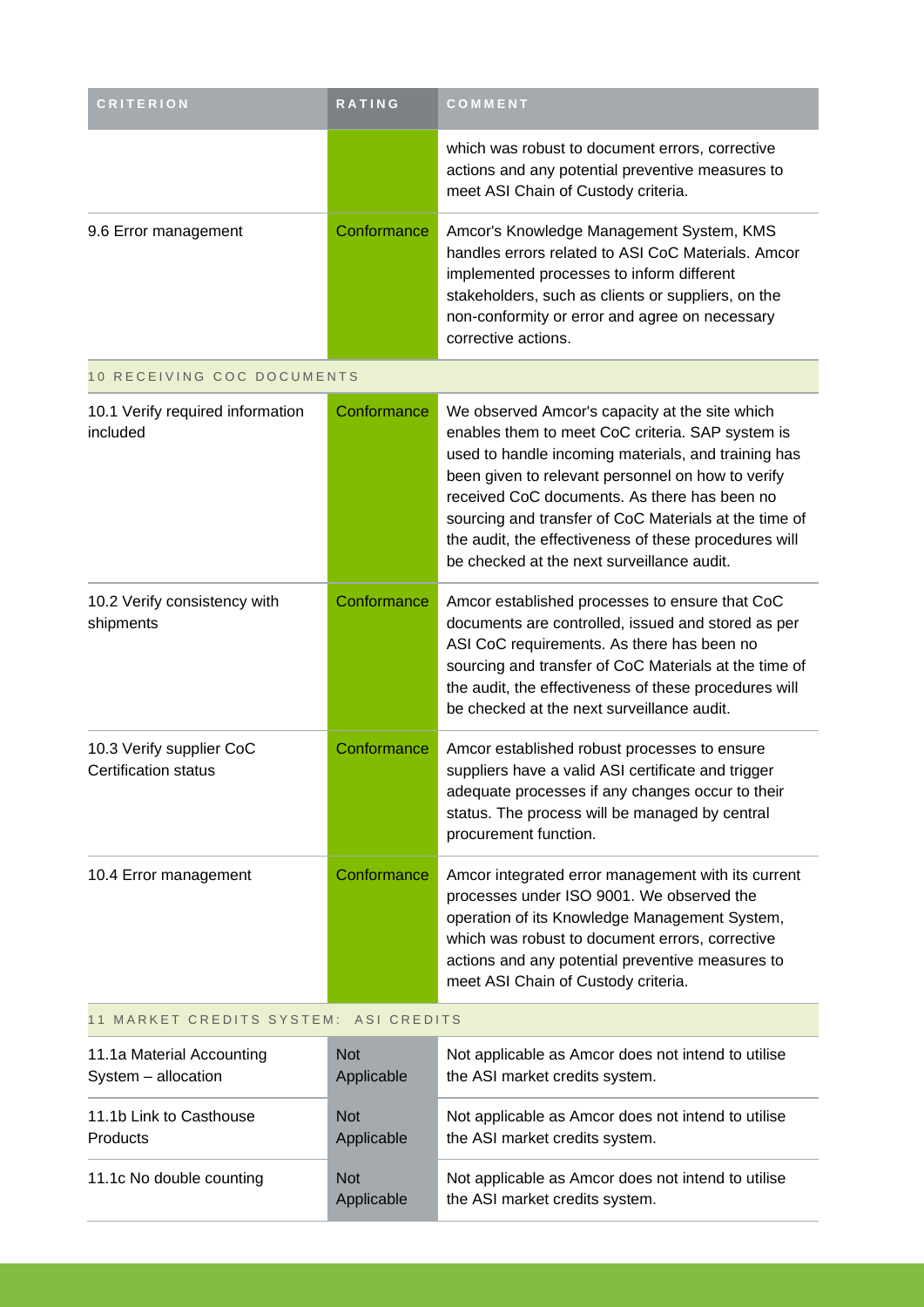| CRITERION | RATING | COMMENT |
|---|---|---|
| | | which was robust to document errors, corrective actions and any potential preventive measures to meet ASI Chain of Custody criteria. |
| 9.6 Error management | Conformance | Amcor's Knowledge Management System, KMS handles errors related to ASI CoC Materials. Amcor implemented processes to inform different stakeholders, such as clients or suppliers, on the non-conformity or error and agree on necessary corrective actions. |
| 10 RECEIVING COC DOCUMENTS | | |
| 10.1 Verify required information included | Conformance | We observed Amcor's capacity at the site which enables them to meet CoC criteria. SAP system is used to handle incoming materials, and training has been given to relevant personnel on how to verify received CoC documents. As there has been no sourcing and transfer of CoC Materials at the time of the audit, the effectiveness of these procedures will be checked at the next surveillance audit. |
| 10.2 Verify consistency with shipments | Conformance | Amcor established processes to ensure that CoC documents are controlled, issued and stored as per ASI CoC requirements. As there has been no sourcing and transfer of CoC Materials at the time of the audit, the effectiveness of these procedures will be checked at the next surveillance audit. |
| 10.3 Verify supplier CoC Certification status | Conformance | Amcor established robust processes to ensure suppliers have a valid ASI certificate and trigger adequate processes if any changes occur to their status. The process will be managed by central procurement function. |
| 10.4 Error management | Conformance | Amcor integrated error management with its current processes under ISO 9001. We observed the operation of its Knowledge Management System, which was robust to document errors, corrective actions and any potential preventive measures to meet ASI Chain of Custody criteria. |
| 11 MARKET CREDITS SYSTEM: ASI CREDITS | | |
| 11.1a Material Accounting System – allocation | Not Applicable | Not applicable as Amcor does not intend to utilise the ASI market credits system. |
| 11.1b Link to Casthouse Products | Not Applicable | Not applicable as Amcor does not intend to utilise the ASI market credits system. |
| 11.1c No double counting | Not Applicable | Not applicable as Amcor does not intend to utilise the ASI market credits system. |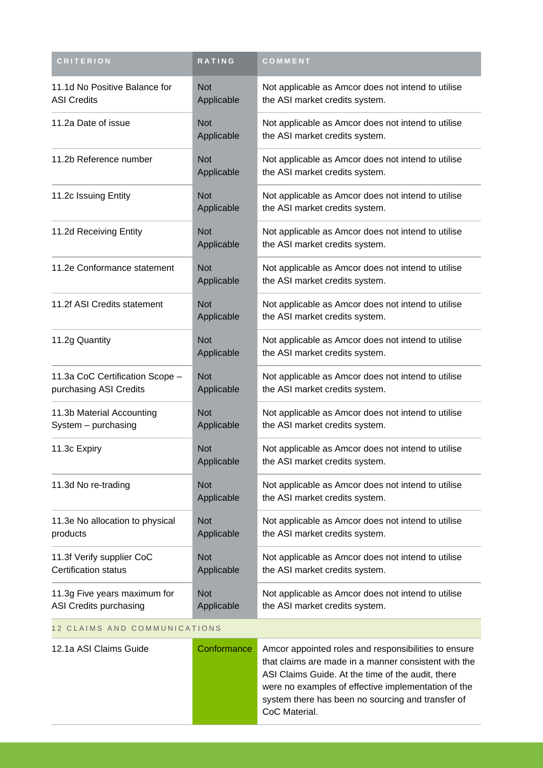| CRITERION | RATING | COMMENT |
|---|---|---|
| 11.1d No Positive Balance for ASI Credits | Not Applicable | Not applicable as Amcor does not intend to utilise the ASI market credits system. |
| 11.2a Date of issue | Not Applicable | Not applicable as Amcor does not intend to utilise the ASI market credits system. |
| 11.2b Reference number | Not Applicable | Not applicable as Amcor does not intend to utilise the ASI market credits system. |
| 11.2c Issuing Entity | Not Applicable | Not applicable as Amcor does not intend to utilise the ASI market credits system. |
| 11.2d Receiving Entity | Not Applicable | Not applicable as Amcor does not intend to utilise the ASI market credits system. |
| 11.2e Conformance statement | Not Applicable | Not applicable as Amcor does not intend to utilise the ASI market credits system. |
| 11.2f ASI Credits statement | Not Applicable | Not applicable as Amcor does not intend to utilise the ASI market credits system. |
| 11.2g Quantity | Not Applicable | Not applicable as Amcor does not intend to utilise the ASI market credits system. |
| 11.3a CoC Certification Scope – purchasing ASI Credits | Not Applicable | Not applicable as Amcor does not intend to utilise the ASI market credits system. |
| 11.3b Material Accounting System – purchasing | Not Applicable | Not applicable as Amcor does not intend to utilise the ASI market credits system. |
| 11.3c Expiry | Not Applicable | Not applicable as Amcor does not intend to utilise the ASI market credits system. |
| 11.3d No re-trading | Not Applicable | Not applicable as Amcor does not intend to utilise the ASI market credits system. |
| 11.3e No allocation to physical products | Not Applicable | Not applicable as Amcor does not intend to utilise the ASI market credits system. |
| 11.3f Verify supplier CoC Certification status | Not Applicable | Not applicable as Amcor does not intend to utilise the ASI market credits system. |
| 11.3g Five years maximum for ASI Credits purchasing | Not Applicable | Not applicable as Amcor does not intend to utilise the ASI market credits system. |
| 12 CLAIMS AND COMMUNICATIONS | | |
| 12.1a ASI Claims Guide | Conformance | Amcor appointed roles and responsibilities to ensure that claims are made in a manner consistent with the ASI Claims Guide. At the time of the audit, there were no examples of effective implementation of the system there has been no sourcing and transfer of CoC Material. |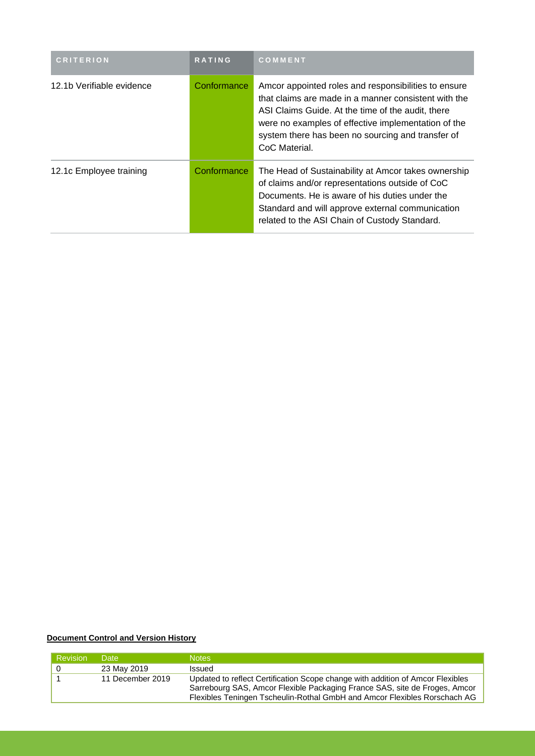| CRITERION | RATING | COMMENT |
|---|---|---|
| 12.1b Verifiable evidence | Conformance | Amcor appointed roles and responsibilities to ensure that claims are made in a manner consistent with the ASI Claims Guide. At the time of the audit, there were no examples of effective implementation of the system there has been no sourcing and transfer of CoC Material. |
| 12.1c Employee training | Conformance | The Head of Sustainability at Amcor takes ownership of claims and/or representations outside of CoC Documents. He is aware of his duties under the Standard and will approve external communication related to the ASI Chain of Custody Standard. |

**Document Control and Version History**

| Revision | Date | Notes |
|---|---|---|
| 0 | 23 May 2019 | Issued |
| 1 | 11 December 2019 | Updated to reflect Certification Scope change with addition of Amcor Flexibles Sarrebourg SAS, Amcor Flexible Packaging France SAS, site de Froges, Amcor Flexibles Teningen Tscheulin-Rothal GmbH and Amcor Flexibles Rorschach AG |